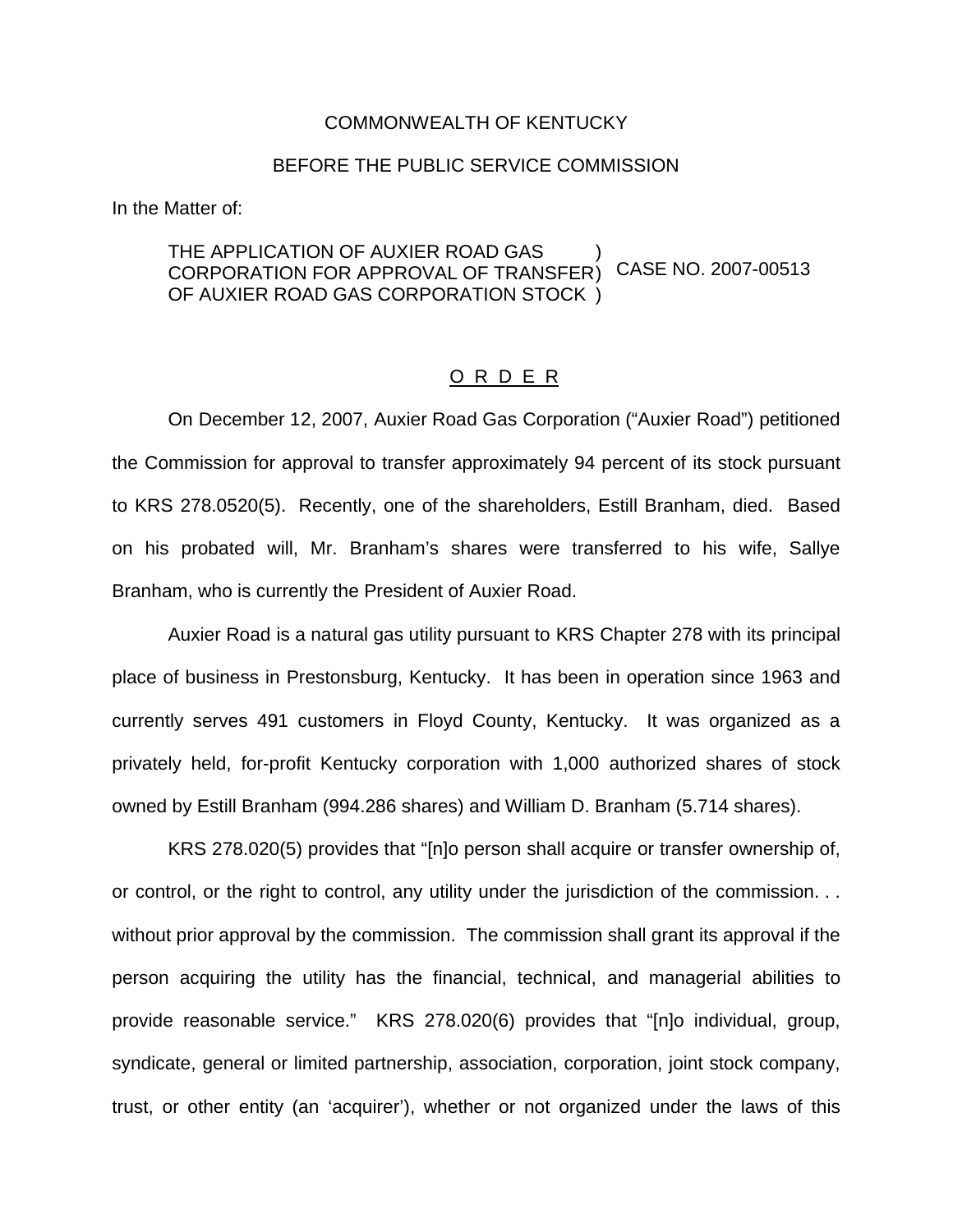COMMONWEALTH OF KENTUCKY

BEFORE THE PUBLIC SERVICE COMMISSION

In the Matter of:

THE APPLICATION OF AUXIER ROAD GAS CORPORATION FOR APPROVAL OF TRANSFER OF AUXIER ROAD GAS CORPORATION STOCK ) CASE NO. 2007-00513

## O R D E R

On December 12, 2007, Auxier Road Gas Corporation ("Auxier Road") petitioned the Commission for approval to transfer approximately 94 percent of its stock pursuant to KRS 278.0520(5). Recently, one of the shareholders, Estill Branham, died. Based on his probated will, Mr. Branham's shares were transferred to his wife, Sallye Branham, who is currently the President of Auxier Road.

Auxier Road is a natural gas utility pursuant to KRS Chapter 278 with its principal place of business in Prestonsburg, Kentucky. It has been in operation since 1963 and currently serves 491 customers in Floyd County, Kentucky. It was organized as a privately held, for-profit Kentucky corporation with 1,000 authorized shares of stock owned by Estill Branham (994.286 shares) and William D. Branham (5.714 shares).

KRS 278.020(5) provides that "[n]o person shall acquire or transfer ownership of, or control, or the right to control, any utility under the jurisdiction of the commission. . . without prior approval by the commission. The commission shall grant its approval if the person acquiring the utility has the financial, technical, and managerial abilities to provide reasonable service." KRS 278.020(6) provides that "[n]o individual, group, syndicate, general or limited partnership, association, corporation, joint stock company, trust, or other entity (an 'acquirer'), whether or not organized under the laws of this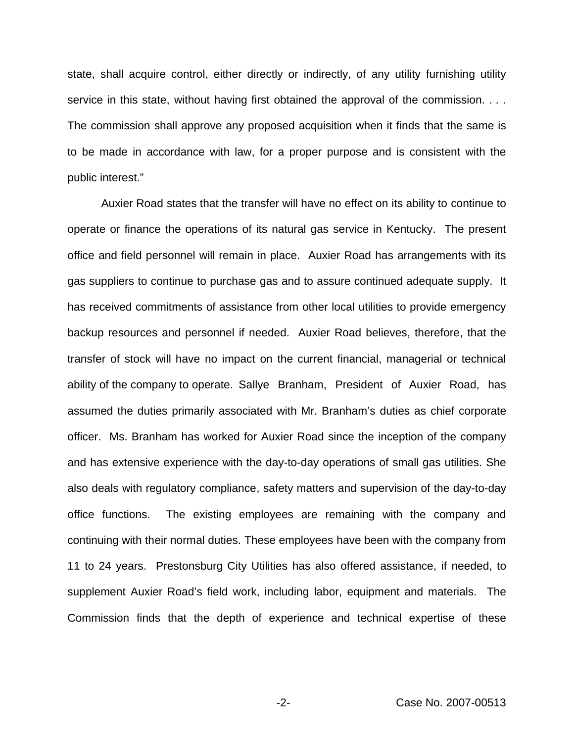state, shall acquire control, either directly or indirectly, of any utility furnishing utility service in this state, without having first obtained the approval of the commission. . . . The commission shall approve any proposed acquisition when it finds that the same is to be made in accordance with law, for a proper purpose and is consistent with the public interest."

Auxier Road states that the transfer will have no effect on its ability to continue to operate or finance the operations of its natural gas service in Kentucky. The present office and field personnel will remain in place. Auxier Road has arrangements with its gas suppliers to continue to purchase gas and to assure continued adequate supply. It has received commitments of assistance from other local utilities to provide emergency backup resources and personnel if needed. Auxier Road believes, therefore, that the transfer of stock will have no impact on the current financial, managerial or technical ability of the company to operate. Sallye Branham, President of Auxier Road, has assumed the duties primarily associated with Mr. Branham's duties as chief corporate officer. Ms. Branham has worked for Auxier Road since the inception of the company and has extensive experience with the day-to-day operations of small gas utilities. She also deals with regulatory compliance, safety matters and supervision of the day-to-day office functions. The existing employees are remaining with the company and continuing with their normal duties. These employees have been with the company from 11 to 24 years. Prestonsburg City Utilities has also offered assistance, if needed, to supplement Auxier Road's field work, including labor, equipment and materials. The Commission finds that the depth of experience and technical expertise of these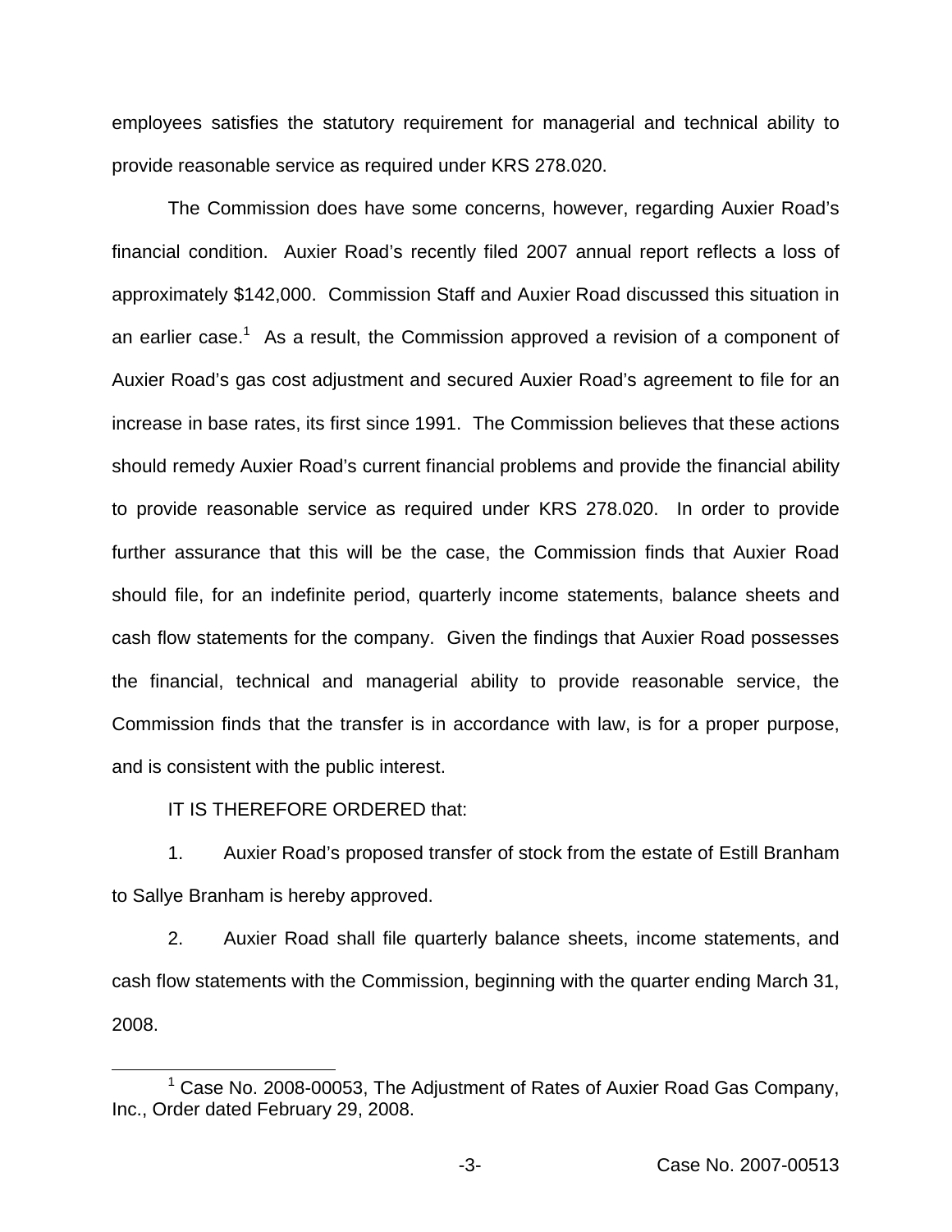employees satisfies the statutory requirement for managerial and technical ability to provide reasonable service as required under KRS 278.020.

The Commission does have some concerns, however, regarding Auxier Road's financial condition. Auxier Road's recently filed 2007 annual report reflects a loss of approximately $142,000. Commission Staff and Auxier Road discussed this situation in an earlier case.[1] As a result, the Commission approved a revision of a component of Auxier Road's gas cost adjustment and secured Auxier Road's agreement to file for an increase in base rates, its first since 1991. The Commission believes that these actions should remedy Auxier Road's current financial problems and provide the financial ability to provide reasonable service as required under KRS 278.020. In order to provide further assurance that this will be the case, the Commission finds that Auxier Road should file, for an indefinite period, quarterly income statements, balance sheets and cash flow statements for the company. Given the findings that Auxier Road possesses the financial, technical and managerial ability to provide reasonable service, the Commission finds that the transfer is in accordance with law, is for a proper purpose, and is consistent with the public interest.

IT IS THEREFORE ORDERED that:

1. Auxier Road's proposed transfer of stock from the estate of Estill Branham to Sallye Branham is hereby approved.

2. Auxier Road shall file quarterly balance sheets, income statements, and cash flow statements with the Commission, beginning with the quarter ending March 31, 2008.

[1] Case No. 2008-00053, The Adjustment of Rates of Auxier Road Gas Company, Inc., Order dated February 29, 2008.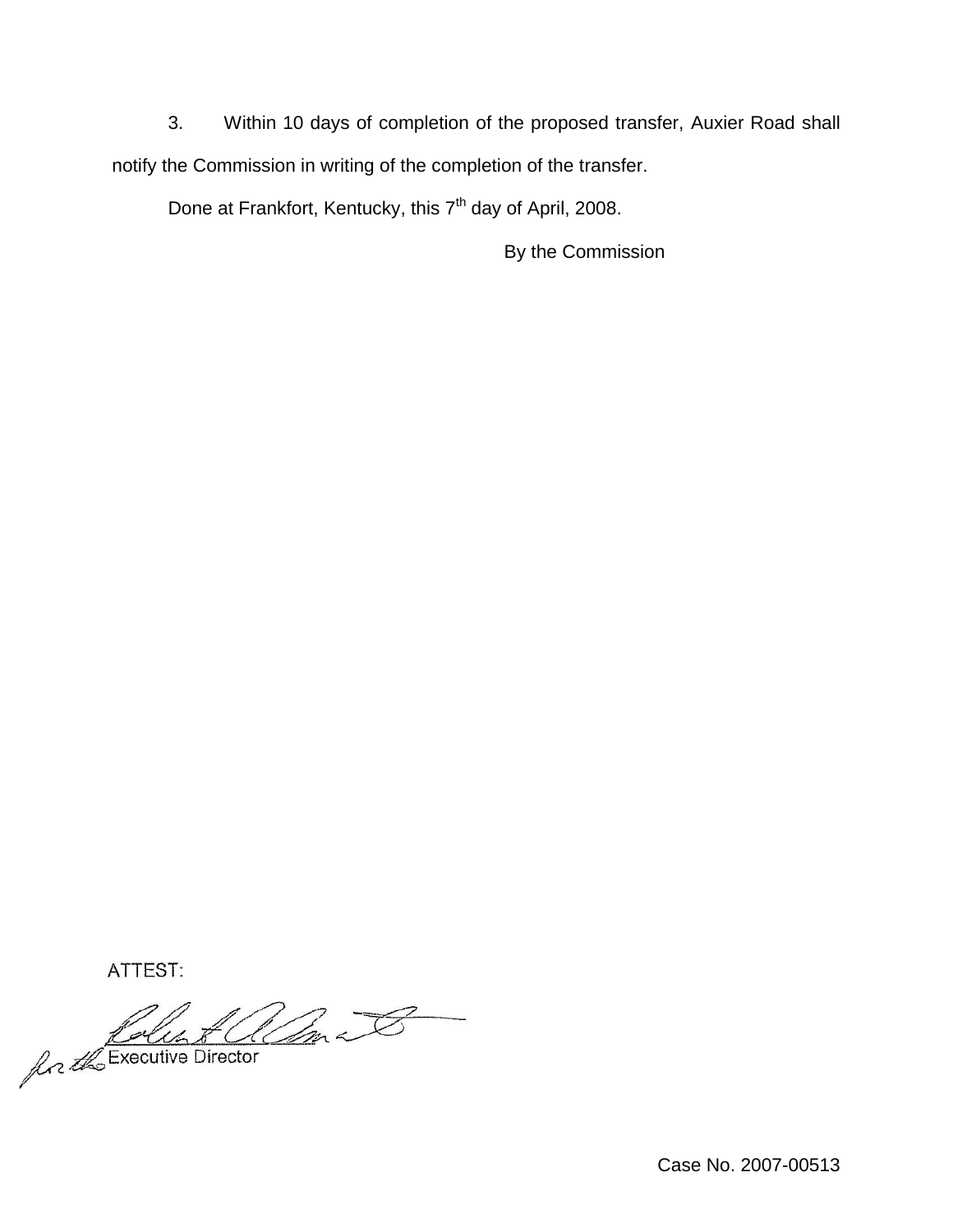3. Within 10 days of completion of the proposed transfer, Auxier Road shall notify the Commission in writing of the completion of the transfer.

Done at Frankfort, Kentucky, this 7th day of April, 2008.

By the Commission

ATTEST:

for the Executive Director

Case No. 2007-00513